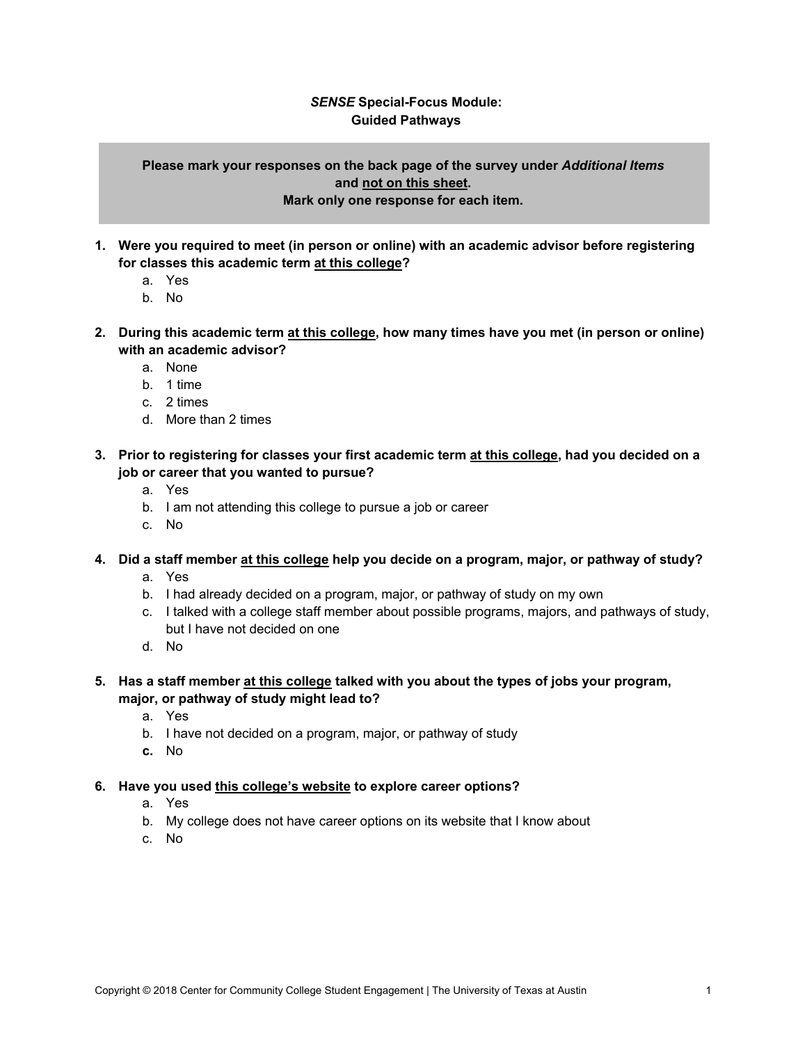# *SENSE* Special-Focus Module: Guided Pathways

**Please mark your responses on the back page of the survey under *Additional Items* and <u>not on this sheet</u>.**
**Mark only one response for each item.**

**1. Were you required to meet (in person or online) with an academic advisor before registering for classes this academic term <u>at this college</u>?**

a. Yes
b. No

**2. During this academic term <u>at this college</u>, how many times have you met (in person or online) with an academic advisor?**

a. None
b. 1 time
c. 2 times
d. More than 2 times

**3. Prior to registering for classes your first academic term <u>at this college</u>, had you decided on a job or career that you wanted to pursue?**

a. Yes
b. I am not attending this college to pursue a job or career
c. No

**4. Did a staff member <u>at this college</u> help you decide on a program, major, or pathway of study?**

a. Yes
b. I had already decided on a program, major, or pathway of study on my own
c. I talked with a college staff member about possible programs, majors, and pathways of study, but I have not decided on one
d. No

**5. Has a staff member <u>at this college</u> talked with you about the types of jobs your program, major, or pathway of study might lead to?**

a. Yes
b. I have not decided on a program, major, or pathway of study
**c.** No

**6. Have you used <u>this college's website</u> to explore career options?**

a. Yes
b. My college does not have career options on its website that I know about
c. No

Copyright © 2018 Center for Community College Student Engagement | The University of Texas at Austin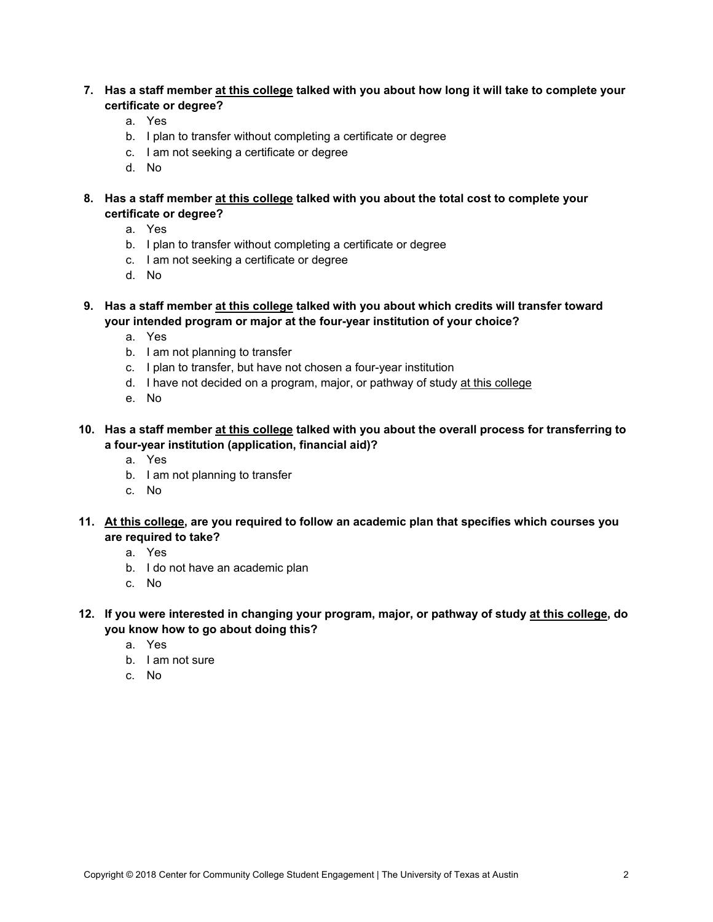7. **Has a staff member <u>at this college</u> talked with you about how long it will take to complete your certificate or degree?**
    a. Yes
    b. I plan to transfer without completing a certificate or degree
    c. I am not seeking a certificate or degree
    d. No

8. **Has a staff member <u>at this college</u> talked with you about the total cost to complete your certificate or degree?**
    a. Yes
    b. I plan to transfer without completing a certificate or degree
    c. I am not seeking a certificate or degree
    d. No

9. **Has a staff member <u>at this college</u> talked with you about which credits will transfer toward your intended program or major at the four-year institution of your choice?**
    a. Yes
    b. I am not planning to transfer
    c. I plan to transfer, but have not chosen a four-year institution
    d. I have not decided on a program, major, or pathway of study <u>at this college</u>
    e. No

10. **Has a staff member <u>at this college</u> talked with you about the overall process for transferring to a four-year institution (application, financial aid)?**
    a. Yes
    b. I am not planning to transfer
    c. No

11. **<u>At this college</u>, are you required to follow an academic plan that specifies which courses you are required to take?**
    a. Yes
    b. I do not have an academic plan
    c. No

12. **If you were interested in changing your program, major, or pathway of study <u>at this college</u>, do you know how to go about doing this?**
    a. Yes
    b. I am not sure
    c. No

Copyright © 2018 Center for Community College Student Engagement | The University of Texas at Austin